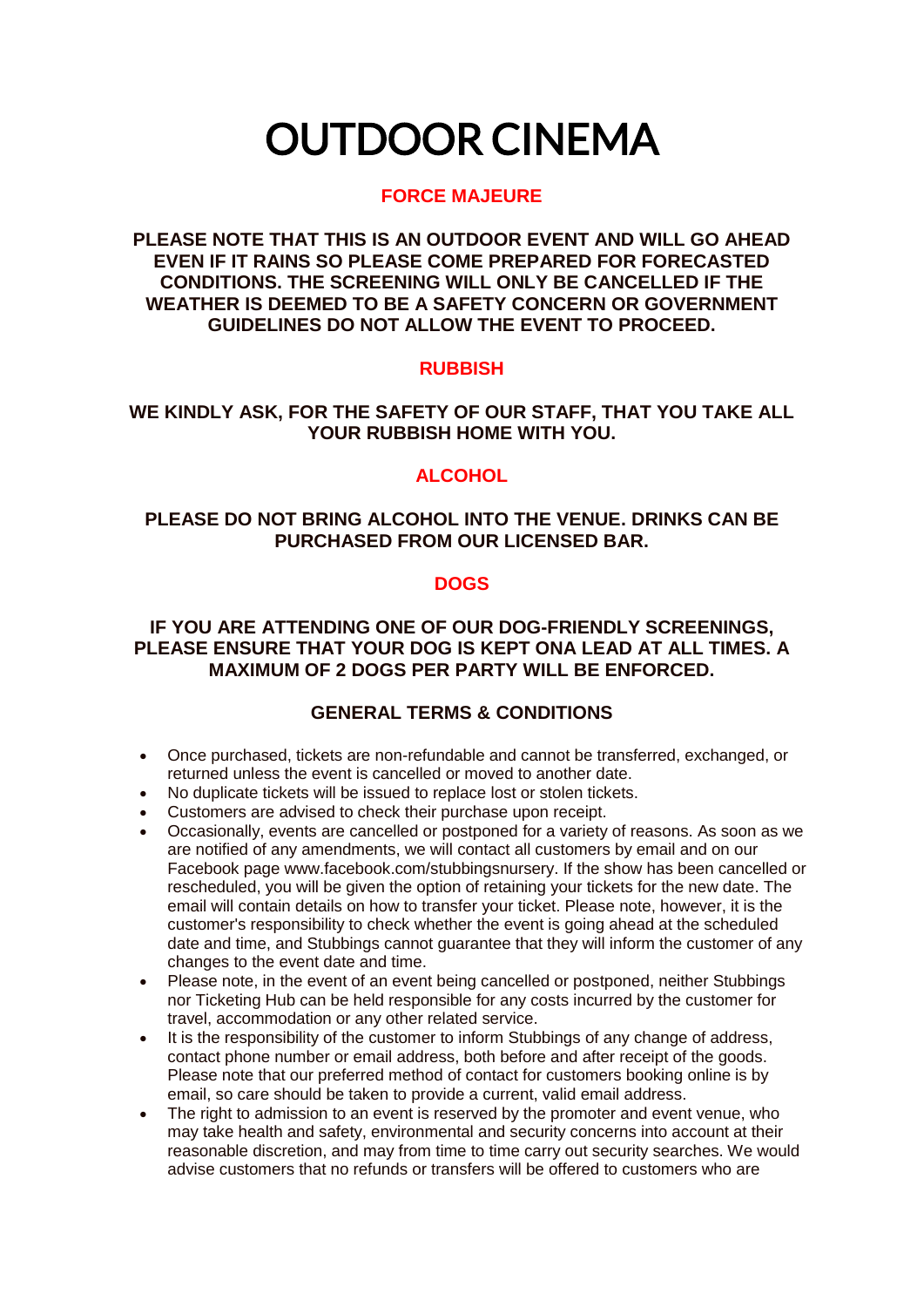# OUTDOOR CINEMA

## FORCE MAJEURE

**PLEASE NOTE THAT THIS IS AN OUTDOOR EVENT AND WILL GO AHEAD EVEN IF IT RAINS SO PLEASE COME PREPARED FOR FORECASTED CONDITIONS. THE SCREENING WILL ONLY BE CANCELLED IF THE WEATHER IS DEEMED TO BE A SAFETY CONCERN OR GOVERNMENT GUIDELINES DO NOT ALLOW THE EVENT TO PROCEED.**

## RUBBISH

**WE KINDLY ASK, FOR THE SAFETY OF OUR STAFF, THAT YOU TAKE ALL YOUR RUBBISH HOME WITH YOU.**

## ALCOHOL

**PLEASE DO NOT BRING ALCOHOL INTO THE VENUE. DRINKS CAN BE PURCHASED FROM OUR LICENSED BAR.**

## DOGS

**IF YOU ARE ATTENDING ONE OF OUR DOG-FRIENDLY SCREENINGS, PLEASE ENSURE THAT YOUR DOG IS KEPT ONA LEAD AT ALL TIMES. A MAXIMUM OF 2 DOGS PER PARTY WILL BE ENFORCED.**

## GENERAL TERMS & CONDITIONS

- Once purchased, tickets are non-refundable and cannot be transferred, exchanged, or returned unless the event is cancelled or moved to another date.
- No duplicate tickets will be issued to replace lost or stolen tickets.
- Customers are advised to check their purchase upon receipt.
- Occasionally, events are cancelled or postponed for a variety of reasons. As soon as we are notified of any amendments, we will contact all customers by email and on our Facebook page www.facebook.com/stubbingsnursery. If the show has been cancelled or rescheduled, you will be given the option of retaining your tickets for the new date. The email will contain details on how to transfer your ticket. Please note, however, it is the customer's responsibility to check whether the event is going ahead at the scheduled date and time, and Stubbings cannot guarantee that they will inform the customer of any changes to the event date and time.
- Please note, in the event of an event being cancelled or postponed, neither Stubbings nor Ticketing Hub can be held responsible for any costs incurred by the customer for travel, accommodation or any other related service.
- It is the responsibility of the customer to inform Stubbings of any change of address, contact phone number or email address, both before and after receipt of the goods. Please note that our preferred method of contact for customers booking online is by email, so care should be taken to provide a current, valid email address.
- The right to admission to an event is reserved by the promoter and event venue, who may take health and safety, environmental and security concerns into account at their reasonable discretion, and may from time to time carry out security searches. We would advise customers that no refunds or transfers will be offered to customers who are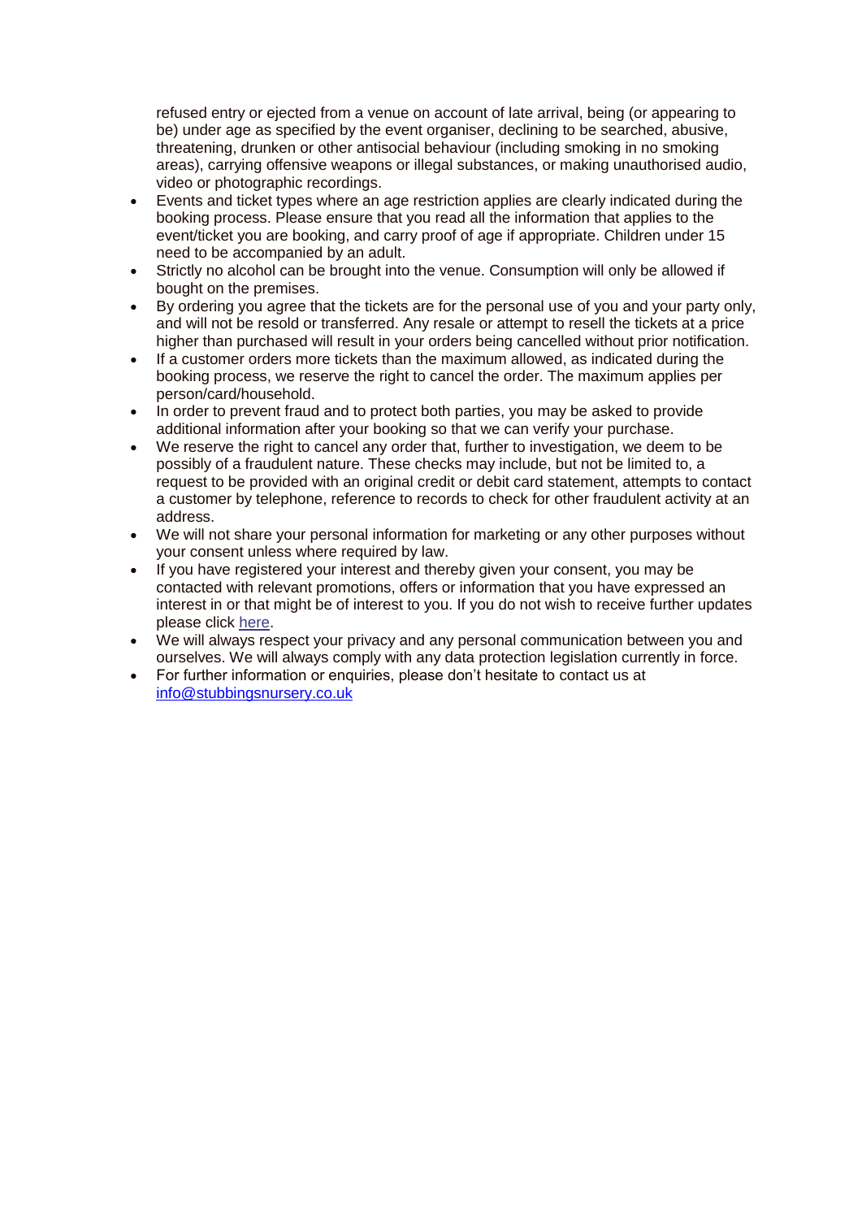refused entry or ejected from a venue on account of late arrival, being (or appearing to be) under age as specified by the event organiser, declining to be searched, abusive, threatening, drunken or other antisocial behaviour (including smoking in no smoking areas), carrying offensive weapons or illegal substances, or making unauthorised audio, video or photographic recordings.

- Events and ticket types where an age restriction applies are clearly indicated during the booking process. Please ensure that you read all the information that applies to the event/ticket you are booking, and carry proof of age if appropriate. Children under 15 need to be accompanied by an adult.
- Strictly no alcohol can be brought into the venue. Consumption will only be allowed if bought on the premises.
- By ordering you agree that the tickets are for the personal use of you and your party only, and will not be resold or transferred. Any resale or attempt to resell the tickets at a price higher than purchased will result in your orders being cancelled without prior notification.
- If a customer orders more tickets than the maximum allowed, as indicated during the booking process, we reserve the right to cancel the order. The maximum applies per person/card/household.
- In order to prevent fraud and to protect both parties, you may be asked to provide additional information after your booking so that we can verify your purchase.
- We reserve the right to cancel any order that, further to investigation, we deem to be possibly of a fraudulent nature. These checks may include, but not be limited to, a request to be provided with an original credit or debit card statement, attempts to contact a customer by telephone, reference to records to check for other fraudulent activity at an address.
- We will not share your personal information for marketing or any other purposes without your consent unless where required by law.
- If you have registered your interest and thereby given your consent, you may be contacted with relevant promotions, offers or information that you have expressed an interest in or that might be of interest to you. If you do not wish to receive further updates please click here.
- We will always respect your privacy and any personal communication between you and ourselves. We will always comply with any data protection legislation currently in force.
- For further information or enquiries, please don't hesitate to contact us at info@stubbingsnursery.co.uk